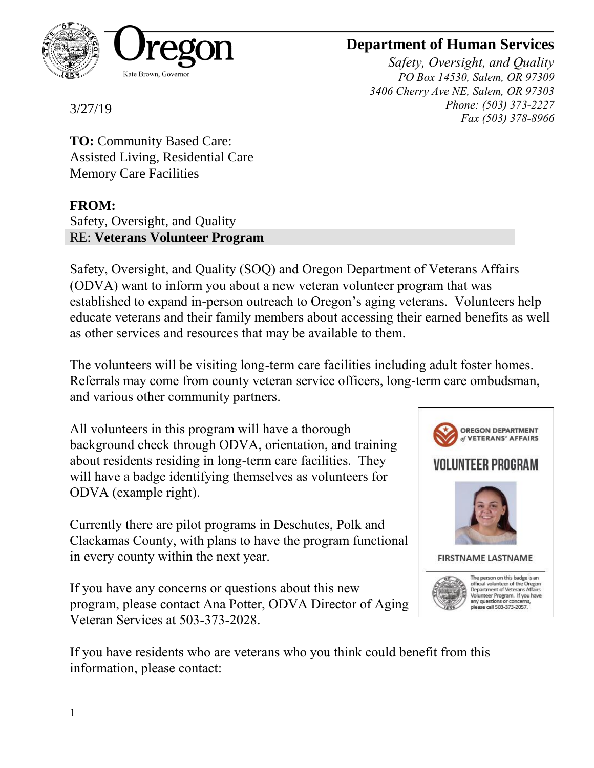Oregon

Kate Brown, Governor

**Department of Human Services**

*Safety, Oversight, and Quality*
*PO Box 14530, Salem, OR 97309*
*3406 Cherry Ave NE, Salem, OR 97303*
*Phone: (503) 373-2227*
*Fax (503) 378-8966*

3/27/19

**TO:** Community Based Care:
Assisted Living, Residential Care
Memory Care Facilities

**FROM:**
Safety, Oversight, and Quality
RE: **Veterans Volunteer Program**

Safety, Oversight, and Quality (SOQ) and Oregon Department of Veterans Affairs (ODVA) want to inform you about a new veteran volunteer program that was established to expand in-person outreach to Oregon's aging veterans. Volunteers help educate veterans and their family members about accessing their earned benefits as well as other services and resources that may be available to them.

The volunteers will be visiting long-term care facilities including adult foster homes. Referrals may come from county veteran service officers, long-term care ombudsman, and various other community partners.

All volunteers in this program will have a thorough background check through ODVA, orientation, and training about residents residing in long-term care facilities. They will have a badge identifying themselves as volunteers for ODVA (example right).

OREGON DEPARTMENT of VETERANS' AFFAIRS

VOLUNTEER PROGRAM

FIRSTNAME LASTNAME

The person on this badge is an official volunteer of the Oregon Department of Veterans Affairs Volunteer Program. If you have any questions or concerns, please call 503-373-2057.

Currently there are pilot programs in Deschutes, Polk and Clackamas County, with plans to have the program functional in every county within the next year.

If you have any concerns or questions about this new program, please contact Ana Potter, ODVA Director of Aging Veteran Services at 503-373-2028.

If you have residents who are veterans who you think could benefit from this information, please contact: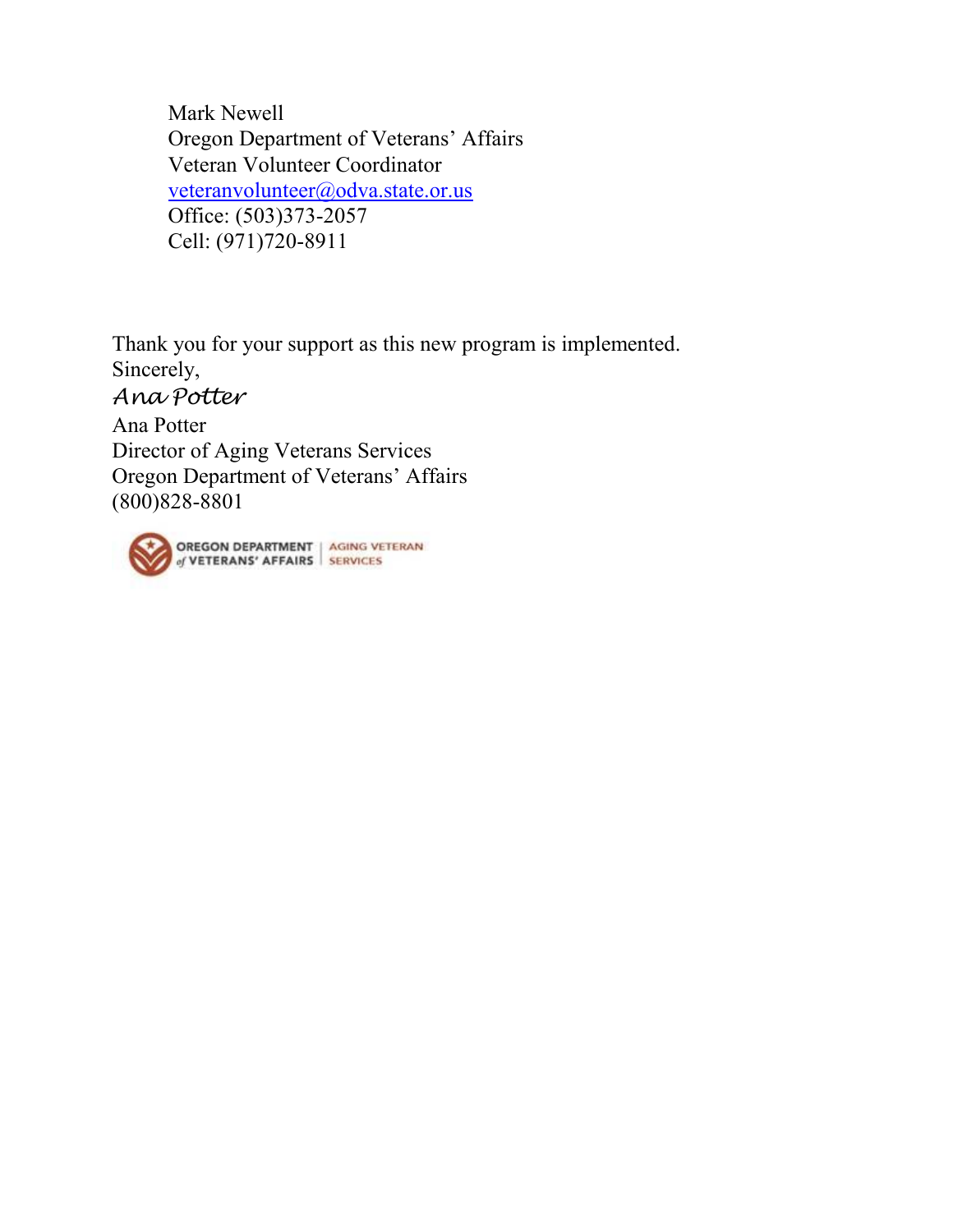Mark Newell
Oregon Department of Veterans' Affairs
Veteran Volunteer Coordinator
veteranvolunteer@odva.state.or.us
Office: (503)373-2057
Cell: (971)720-8911

Thank you for your support as this new program is implemented.
Sincerely,
*Ana Potter*
Ana Potter
Director of Aging Veterans Services
Oregon Department of Veterans' Affairs
(800)828-8801

OREGON DEPARTMENT of VETERANS' AFFAIRS | AGING VETERAN SERVICES